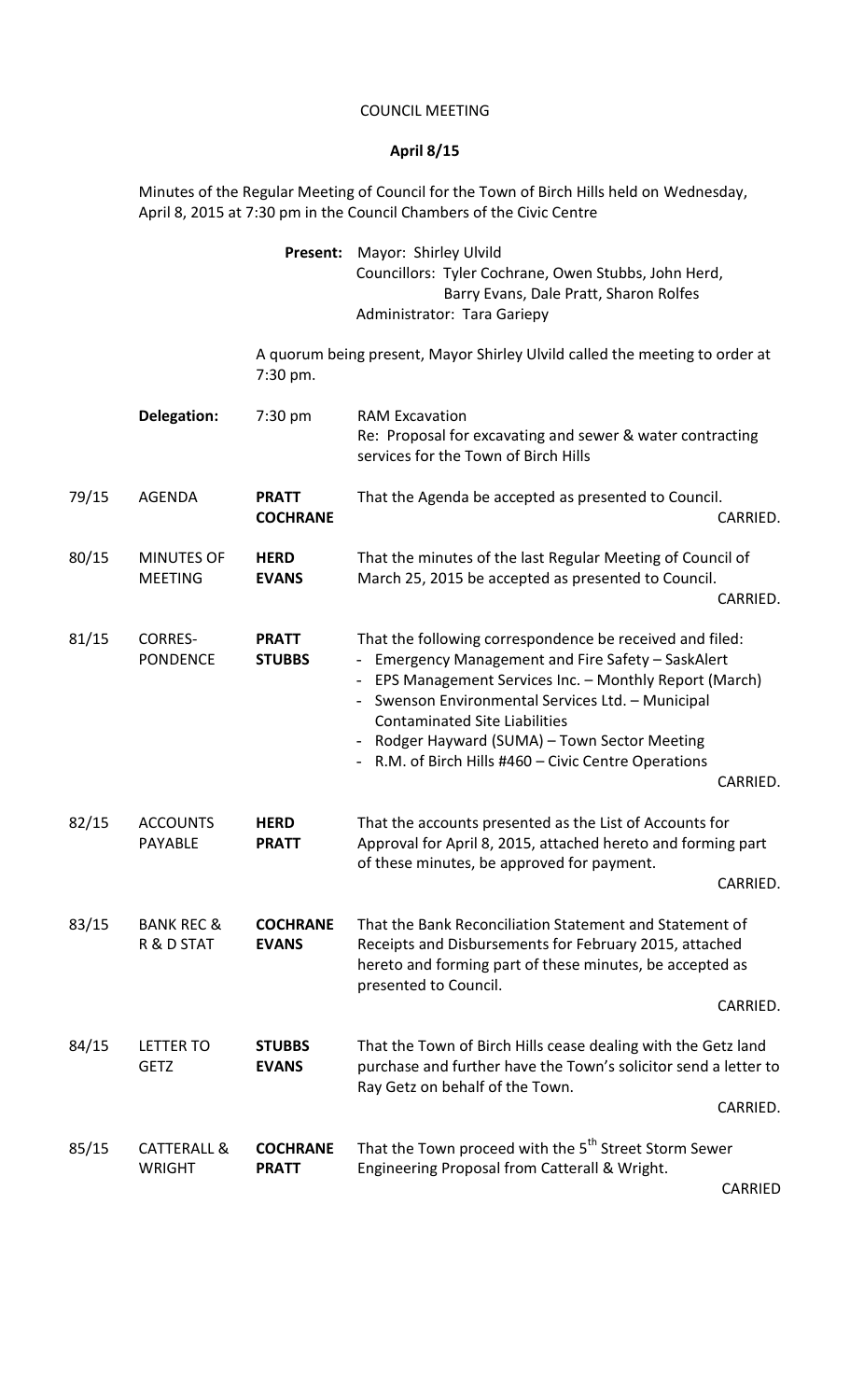# COUNCIL MEETING

## April 8/15

Minutes of the Regular Meeting of Council for the Town of Birch Hills held on Wednesday, April 8, 2015 at 7:30 pm in the Council Chambers of the Civic Centre

**Present:** Mayor: Shirley Ulvild
Councillors: Tyler Cochrane, Owen Stubbs, John Herd, Barry Evans, Dale Pratt, Sharon Rolfes
Administrator: Tara Gariepy

A quorum being present, Mayor Shirley Ulvild called the meeting to order at 7:30 pm.

**Delegation:** 7:30 pm — RAM Excavation
Re: Proposal for excavating and sewer & water contracting services for the Town of Birch Hills

| No. | Item | Moved/Seconded | Motion |
|---|---|---|---|
| 79/15 | AGENDA | **PRATT** **COCHRANE** | That the Agenda be accepted as presented to Council. CARRIED. |
| 80/15 | MINUTES OF MEETING | **HERD** **EVANS** | That the minutes of the last Regular Meeting of Council of March 25, 2015 be accepted as presented to Council. CARRIED. |
| 81/15 | CORRES-PONDENCE | **PRATT** **STUBBS** | That the following correspondence be received and filed: - Emergency Management and Fire Safety – SaskAlert - EPS Management Services Inc. – Monthly Report (March) - Swenson Environmental Services Ltd. – Municipal Contaminated Site Liabilities - Rodger Hayward (SUMA) – Town Sector Meeting - R.M. of Birch Hills #460 – Civic Centre Operations CARRIED. |
| 82/15 | ACCOUNTS PAYABLE | **HERD** **PRATT** | That the accounts presented as the List of Accounts for Approval for April 8, 2015, attached hereto and forming part of these minutes, be approved for payment. CARRIED. |
| 83/15 | BANK REC & R & D STAT | **COCHRANE** **EVANS** | That the Bank Reconciliation Statement and Statement of Receipts and Disbursements for February 2015, attached hereto and forming part of these minutes, be accepted as presented to Council. CARRIED. |
| 84/15 | LETTER TO GETZ | **STUBBS** **EVANS** | That the Town of Birch Hills cease dealing with the Getz land purchase and further have the Town's solicitor send a letter to Ray Getz on behalf of the Town. CARRIED. |
| 85/15 | CATTERALL & WRIGHT | **COCHRANE** **PRATT** | That the Town proceed with the 5th Street Storm Sewer Engineering Proposal from Catterall & Wright. CARRIED |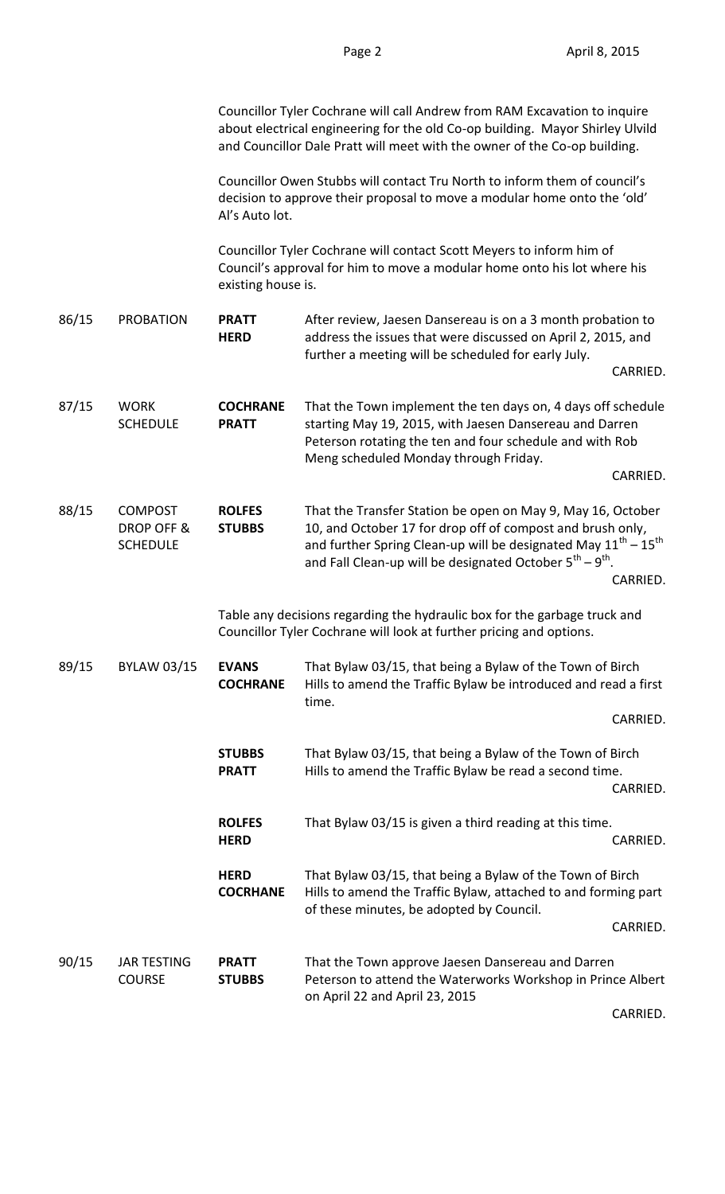Councillor Tyler Cochrane will call Andrew from RAM Excavation to inquire about electrical engineering for the old Co-op building. Mayor Shirley Ulvild and Councillor Dale Pratt will meet with the owner of the Co-op building.

Councillor Owen Stubbs will contact Tru North to inform them of council's decision to approve their proposal to move a modular home onto the 'old' Al's Auto lot.

Councillor Tyler Cochrane will contact Scott Meyers to inform him of Council's approval for him to move a modular home onto his lot where his existing house is.

| | | | |
|---|---|---|---|
| 86/15 | PROBATION | **PRATT**<br>**HERD** | After review, Jaesen Dansereau is on a 3 month probation to address the issues that were discussed on April 2, 2015, and further a meeting will be scheduled for early July.<br>CARRIED. |
| 87/15 | WORK SCHEDULE | **COCHRANE**<br>**PRATT** | That the Town implement the ten days on, 4 days off schedule starting May 19, 2015, with Jaesen Dansereau and Darren Peterson rotating the ten and four schedule and with Rob Meng scheduled Monday through Friday.<br>CARRIED. |
| 88/15 | COMPOST DROP OFF & SCHEDULE | **ROLFES**<br>**STUBBS** | That the Transfer Station be open on May 9, May 16, October 10, and October 17 for drop off of compost and brush only, and further Spring Clean-up will be designated May 11th – 15th and Fall Clean-up will be designated October 5th – 9th.<br>CARRIED. |

Table any decisions regarding the hydraulic box for the garbage truck and Councillor Tyler Cochrane will look at further pricing and options.

| | | | |
|---|---|---|---|
| 89/15 | BYLAW 03/15 | **EVANS**<br>**COCHRANE** | That Bylaw 03/15, that being a Bylaw of the Town of Birch Hills to amend the Traffic Bylaw be introduced and read a first time.<br>CARRIED. |
| | | **STUBBS**<br>**PRATT** | That Bylaw 03/15, that being a Bylaw of the Town of Birch Hills to amend the Traffic Bylaw be read a second time.<br>CARRIED. |
| | | **ROLFES**<br>**HERD** | That Bylaw 03/15 is given a third reading at this time.<br>CARRIED. |
| | | **HERD**<br>**COCRHANE** | That Bylaw 03/15, that being a Bylaw of the Town of Birch Hills to amend the Traffic Bylaw, attached to and forming part of these minutes, be adopted by Council.<br>CARRIED. |
| 90/15 | JAR TESTING COURSE | **PRATT**<br>**STUBBS** | That the Town approve Jaesen Dansereau and Darren Peterson to attend the Waterworks Workshop in Prince Albert on April 22 and April 23, 2015<br>CARRIED. |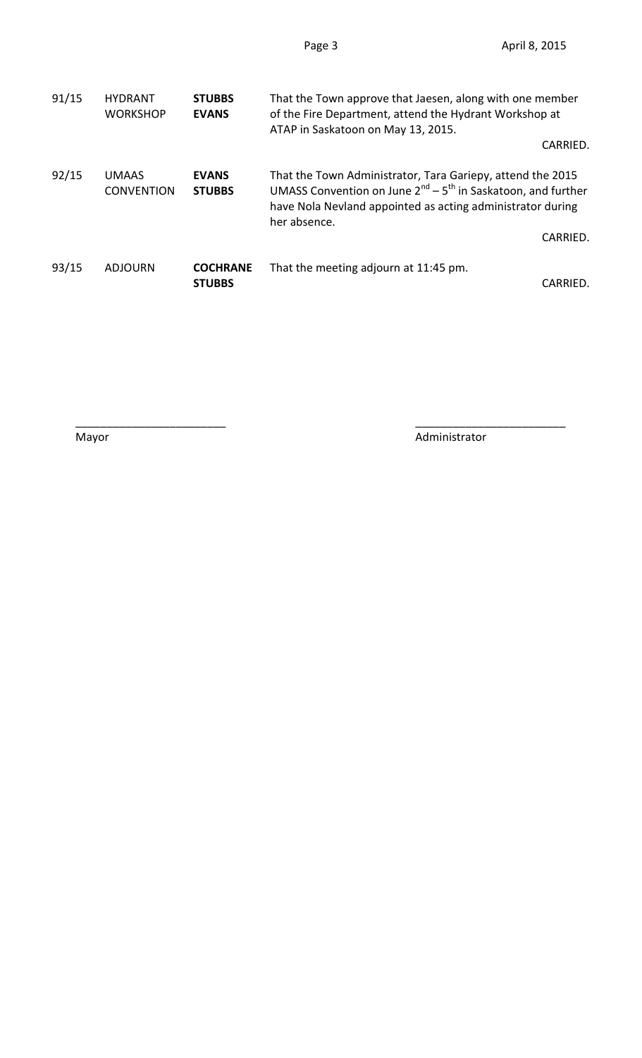| | | | |
|---|---|---|---|
| 91/15 | HYDRANT WORKSHOP | **STUBBS** **EVANS** | That the Town approve that Jaesen, along with one member of the Fire Department, attend the Hydrant Workshop at ATAP in Saskatoon on May 13, 2015. CARRIED. |
| 92/15 | UMAAS CONVENTION | **EVANS** **STUBBS** | That the Town Administrator, Tara Gariepy, attend the 2015 UMASS Convention on June 2nd – 5th in Saskatoon, and further have Nola Nevland appointed as acting administrator during her absence. CARRIED. |
| 93/15 | ADJOURN | **COCHRANE** **STUBBS** | That the meeting adjourn at 11:45 pm. CARRIED. |

_______________________ Mayor

_______________________ Administrator